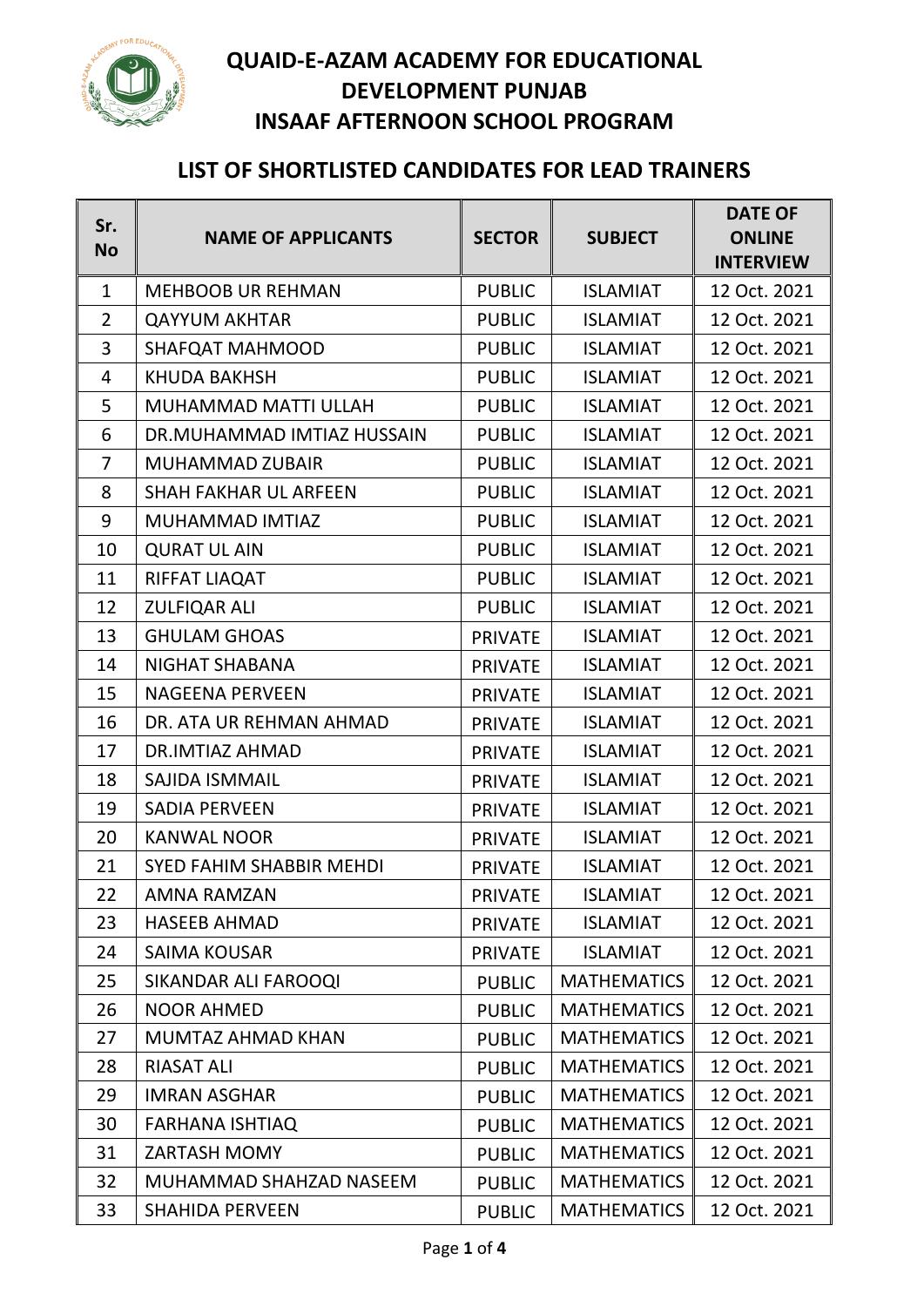# QUAID-E-AZAM ACADEMY FOR EDUCATIONAL DEVELOPMENT PUNJAB
# INSAAF AFTERNOON SCHOOL PROGRAM

## LIST OF SHORTLISTED CANDIDATES FOR LEAD TRAINERS

| Sr. No | NAME OF APPLICANTS | SECTOR | SUBJECT | DATE OF ONLINE INTERVIEW |
|---|---|---|---|---|
| 1 | MEHBOOB UR REHMAN | PUBLIC | ISLAMIAT | 12 Oct. 2021 |
| 2 | QAYYUM AKHTAR | PUBLIC | ISLAMIAT | 12 Oct. 2021 |
| 3 | SHAFQAT MAHMOOD | PUBLIC | ISLAMIAT | 12 Oct. 2021 |
| 4 | KHUDA BAKHSH | PUBLIC | ISLAMIAT | 12 Oct. 2021 |
| 5 | MUHAMMAD MATTI ULLAH | PUBLIC | ISLAMIAT | 12 Oct. 2021 |
| 6 | DR.MUHAMMAD IMTIAZ HUSSAIN | PUBLIC | ISLAMIAT | 12 Oct. 2021 |
| 7 | MUHAMMAD ZUBAIR | PUBLIC | ISLAMIAT | 12 Oct. 2021 |
| 8 | SHAH FAKHAR UL ARFEEN | PUBLIC | ISLAMIAT | 12 Oct. 2021 |
| 9 | MUHAMMAD IMTIAZ | PUBLIC | ISLAMIAT | 12 Oct. 2021 |
| 10 | QURAT UL AIN | PUBLIC | ISLAMIAT | 12 Oct. 2021 |
| 11 | RIFFAT LIAQAT | PUBLIC | ISLAMIAT | 12 Oct. 2021 |
| 12 | ZULFIQAR ALI | PUBLIC | ISLAMIAT | 12 Oct. 2021 |
| 13 | GHULAM GHOAS | PRIVATE | ISLAMIAT | 12 Oct. 2021 |
| 14 | NIGHAT SHABANA | PRIVATE | ISLAMIAT | 12 Oct. 2021 |
| 15 | NAGEENA PERVEEN | PRIVATE | ISLAMIAT | 12 Oct. 2021 |
| 16 | DR. ATA UR REHMAN AHMAD | PRIVATE | ISLAMIAT | 12 Oct. 2021 |
| 17 | DR.IMTIAZ AHMAD | PRIVATE | ISLAMIAT | 12 Oct. 2021 |
| 18 | SAJIDA ISMMAIL | PRIVATE | ISLAMIAT | 12 Oct. 2021 |
| 19 | SADIA PERVEEN | PRIVATE | ISLAMIAT | 12 Oct. 2021 |
| 20 | KANWAL NOOR | PRIVATE | ISLAMIAT | 12 Oct. 2021 |
| 21 | SYED FAHIM SHABBIR MEHDI | PRIVATE | ISLAMIAT | 12 Oct. 2021 |
| 22 | AMNA RAMZAN | PRIVATE | ISLAMIAT | 12 Oct. 2021 |
| 23 | HASEEB AHMAD | PRIVATE | ISLAMIAT | 12 Oct. 2021 |
| 24 | SAIMA KOUSAR | PRIVATE | ISLAMIAT | 12 Oct. 2021 |
| 25 | SIKANDAR ALI FAROOQI | PUBLIC | MATHEMATICS | 12 Oct. 2021 |
| 26 | NOOR AHMED | PUBLIC | MATHEMATICS | 12 Oct. 2021 |
| 27 | MUMTAZ AHMAD KHAN | PUBLIC | MATHEMATICS | 12 Oct. 2021 |
| 28 | RIASAT ALI | PUBLIC | MATHEMATICS | 12 Oct. 2021 |
| 29 | IMRAN ASGHAR | PUBLIC | MATHEMATICS | 12 Oct. 2021 |
| 30 | FARHANA ISHTIAQ | PUBLIC | MATHEMATICS | 12 Oct. 2021 |
| 31 | ZARTASH MOMY | PUBLIC | MATHEMATICS | 12 Oct. 2021 |
| 32 | MUHAMMAD SHAHZAD NASEEM | PUBLIC | MATHEMATICS | 12 Oct. 2021 |
| 33 | SHAHIDA PERVEEN | PUBLIC | MATHEMATICS | 12 Oct. 2021 |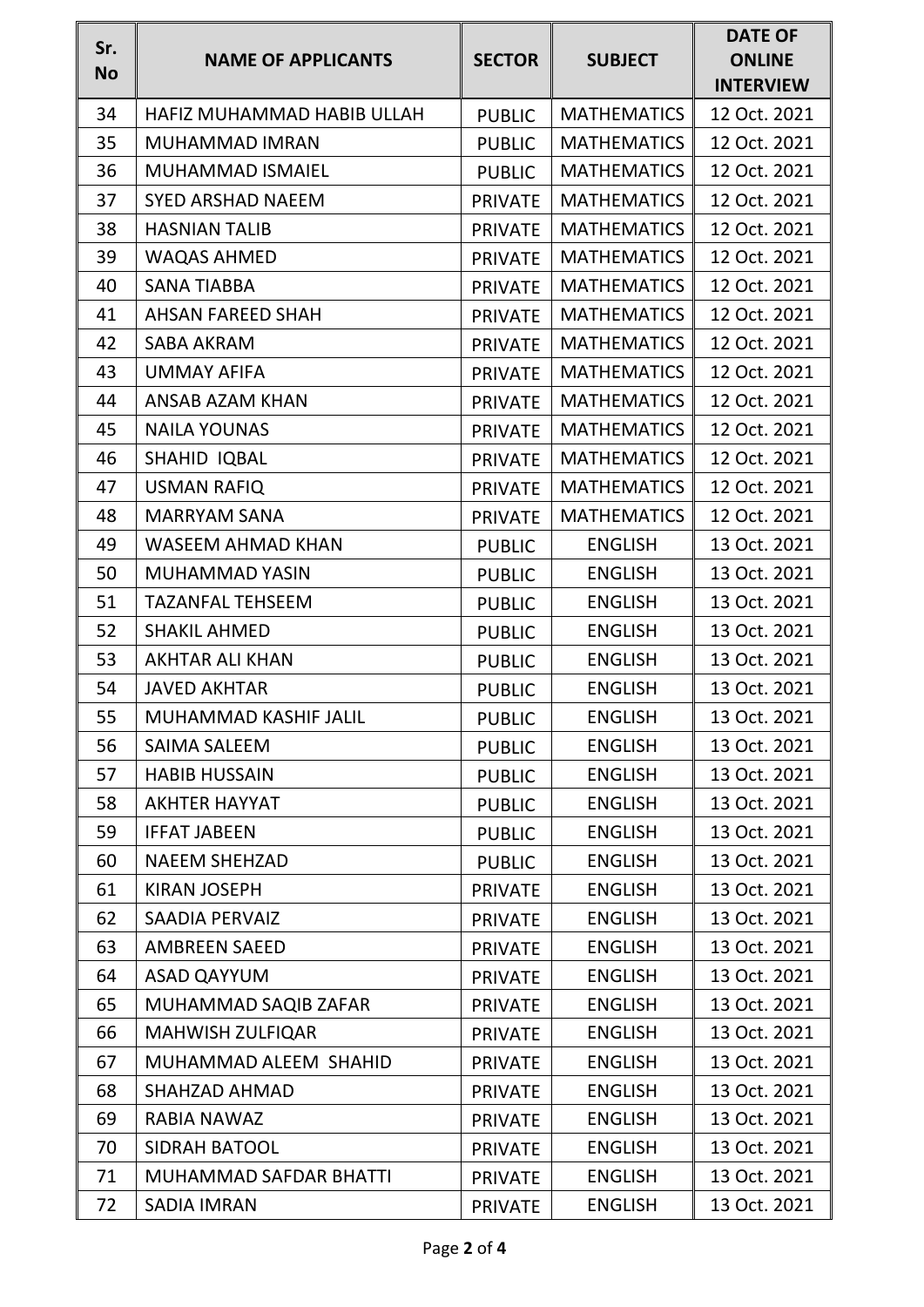| Sr. No | NAME OF APPLICANTS | SECTOR | SUBJECT | DATE OF ONLINE INTERVIEW |
|---|---|---|---|---|
| 34 | HAFIZ MUHAMMAD HABIB ULLAH | PUBLIC | MATHEMATICS | 12 Oct. 2021 |
| 35 | MUHAMMAD IMRAN | PUBLIC | MATHEMATICS | 12 Oct. 2021 |
| 36 | MUHAMMAD ISMAIEL | PUBLIC | MATHEMATICS | 12 Oct. 2021 |
| 37 | SYED ARSHAD NAEEM | PRIVATE | MATHEMATICS | 12 Oct. 2021 |
| 38 | HASNIAN TALIB | PRIVATE | MATHEMATICS | 12 Oct. 2021 |
| 39 | WAQAS AHMED | PRIVATE | MATHEMATICS | 12 Oct. 2021 |
| 40 | SANA TIABBA | PRIVATE | MATHEMATICS | 12 Oct. 2021 |
| 41 | AHSAN FAREED SHAH | PRIVATE | MATHEMATICS | 12 Oct. 2021 |
| 42 | SABA AKRAM | PRIVATE | MATHEMATICS | 12 Oct. 2021 |
| 43 | UMMAY AFIFA | PRIVATE | MATHEMATICS | 12 Oct. 2021 |
| 44 | ANSAB AZAM KHAN | PRIVATE | MATHEMATICS | 12 Oct. 2021 |
| 45 | NAILA YOUNAS | PRIVATE | MATHEMATICS | 12 Oct. 2021 |
| 46 | SHAHID IQBAL | PRIVATE | MATHEMATICS | 12 Oct. 2021 |
| 47 | USMAN RAFIQ | PRIVATE | MATHEMATICS | 12 Oct. 2021 |
| 48 | MARRYAM SANA | PRIVATE | MATHEMATICS | 12 Oct. 2021 |
| 49 | WASEEM AHMAD KHAN | PUBLIC | ENGLISH | 13 Oct. 2021 |
| 50 | MUHAMMAD YASIN | PUBLIC | ENGLISH | 13 Oct. 2021 |
| 51 | TAZANFAL TEHSEEM | PUBLIC | ENGLISH | 13 Oct. 2021 |
| 52 | SHAKIL AHMED | PUBLIC | ENGLISH | 13 Oct. 2021 |
| 53 | AKHTAR ALI KHAN | PUBLIC | ENGLISH | 13 Oct. 2021 |
| 54 | JAVED AKHTAR | PUBLIC | ENGLISH | 13 Oct. 2021 |
| 55 | MUHAMMAD KASHIF JALIL | PUBLIC | ENGLISH | 13 Oct. 2021 |
| 56 | SAIMA SALEEM | PUBLIC | ENGLISH | 13 Oct. 2021 |
| 57 | HABIB HUSSAIN | PUBLIC | ENGLISH | 13 Oct. 2021 |
| 58 | AKHTER HAYYAT | PUBLIC | ENGLISH | 13 Oct. 2021 |
| 59 | IFFAT JABEEN | PUBLIC | ENGLISH | 13 Oct. 2021 |
| 60 | NAEEM SHEHZAD | PUBLIC | ENGLISH | 13 Oct. 2021 |
| 61 | KIRAN JOSEPH | PRIVATE | ENGLISH | 13 Oct. 2021 |
| 62 | SAADIA PERVAIZ | PRIVATE | ENGLISH | 13 Oct. 2021 |
| 63 | AMBREEN SAEED | PRIVATE | ENGLISH | 13 Oct. 2021 |
| 64 | ASAD QAYYUM | PRIVATE | ENGLISH | 13 Oct. 2021 |
| 65 | MUHAMMAD SAQIB ZAFAR | PRIVATE | ENGLISH | 13 Oct. 2021 |
| 66 | MAHWISH ZULFIQAR | PRIVATE | ENGLISH | 13 Oct. 2021 |
| 67 | MUHAMMAD ALEEM SHAHID | PRIVATE | ENGLISH | 13 Oct. 2021 |
| 68 | SHAHZAD AHMAD | PRIVATE | ENGLISH | 13 Oct. 2021 |
| 69 | RABIA NAWAZ | PRIVATE | ENGLISH | 13 Oct. 2021 |
| 70 | SIDRAH BATOOL | PRIVATE | ENGLISH | 13 Oct. 2021 |
| 71 | MUHAMMAD SAFDAR BHATTI | PRIVATE | ENGLISH | 13 Oct. 2021 |
| 72 | SADIA IMRAN | PRIVATE | ENGLISH | 13 Oct. 2021 |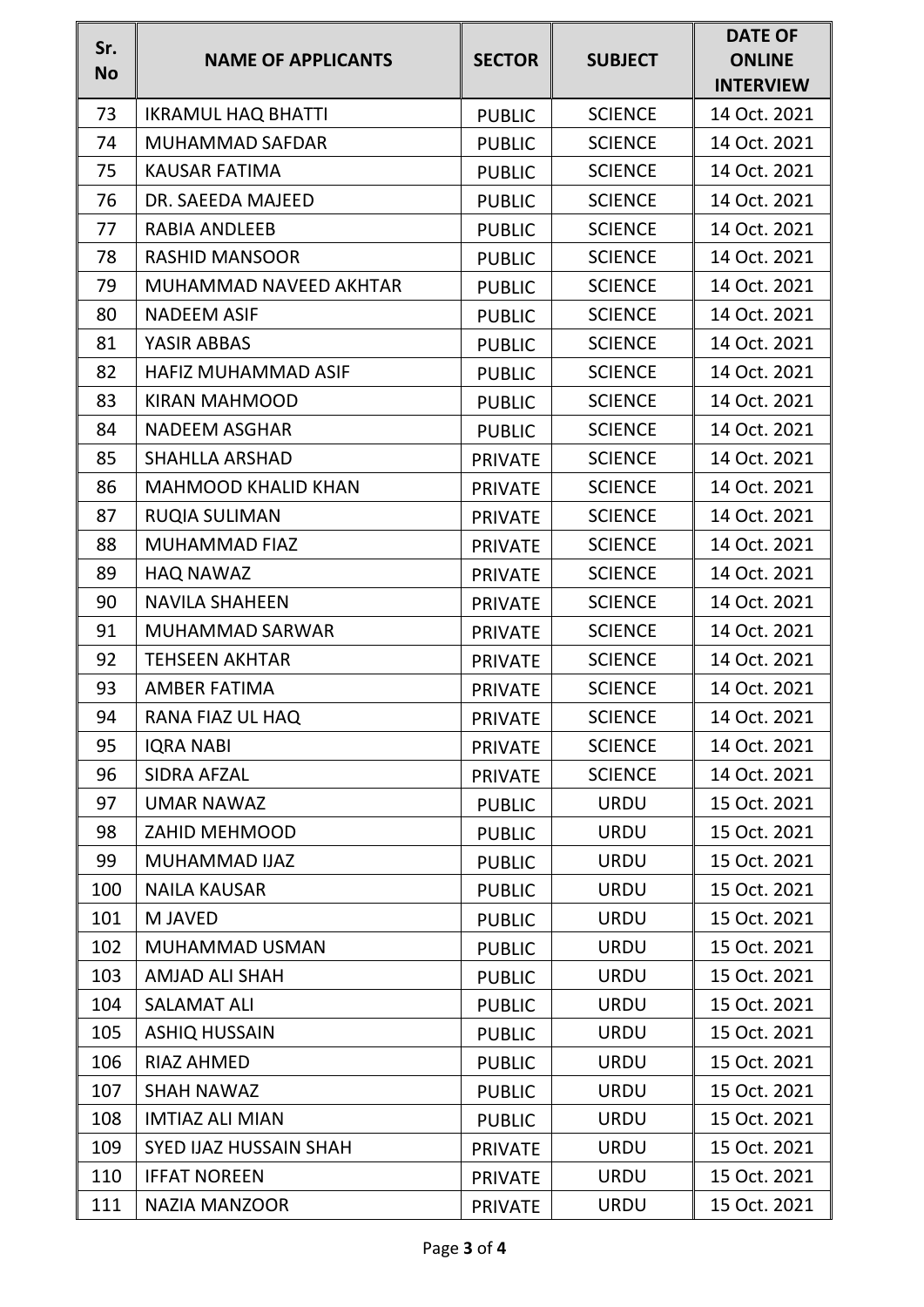| Sr. No | NAME OF APPLICANTS | SECTOR | SUBJECT | DATE OF ONLINE INTERVIEW |
|---|---|---|---|---|
| 73 | IKRAMUL HAQ BHATTI | PUBLIC | SCIENCE | 14 Oct. 2021 |
| 74 | MUHAMMAD SAFDAR | PUBLIC | SCIENCE | 14 Oct. 2021 |
| 75 | KAUSAR FATIMA | PUBLIC | SCIENCE | 14 Oct. 2021 |
| 76 | DR. SAEEDA MAJEED | PUBLIC | SCIENCE | 14 Oct. 2021 |
| 77 | RABIA ANDLEEB | PUBLIC | SCIENCE | 14 Oct. 2021 |
| 78 | RASHID MANSOOR | PUBLIC | SCIENCE | 14 Oct. 2021 |
| 79 | MUHAMMAD NAVEED AKHTAR | PUBLIC | SCIENCE | 14 Oct. 2021 |
| 80 | NADEEM ASIF | PUBLIC | SCIENCE | 14 Oct. 2021 |
| 81 | YASIR ABBAS | PUBLIC | SCIENCE | 14 Oct. 2021 |
| 82 | HAFIZ MUHAMMAD ASIF | PUBLIC | SCIENCE | 14 Oct. 2021 |
| 83 | KIRAN MAHMOOD | PUBLIC | SCIENCE | 14 Oct. 2021 |
| 84 | NADEEM ASGHAR | PUBLIC | SCIENCE | 14 Oct. 2021 |
| 85 | SHAHLLA ARSHAD | PRIVATE | SCIENCE | 14 Oct. 2021 |
| 86 | MAHMOOD KHALID KHAN | PRIVATE | SCIENCE | 14 Oct. 2021 |
| 87 | RUQIA SULIMAN | PRIVATE | SCIENCE | 14 Oct. 2021 |
| 88 | MUHAMMAD FIAZ | PRIVATE | SCIENCE | 14 Oct. 2021 |
| 89 | HAQ NAWAZ | PRIVATE | SCIENCE | 14 Oct. 2021 |
| 90 | NAVILA SHAHEEN | PRIVATE | SCIENCE | 14 Oct. 2021 |
| 91 | MUHAMMAD SARWAR | PRIVATE | SCIENCE | 14 Oct. 2021 |
| 92 | TEHSEEN AKHTAR | PRIVATE | SCIENCE | 14 Oct. 2021 |
| 93 | AMBER FATIMA | PRIVATE | SCIENCE | 14 Oct. 2021 |
| 94 | RANA FIAZ UL HAQ | PRIVATE | SCIENCE | 14 Oct. 2021 |
| 95 | IQRA NABI | PRIVATE | SCIENCE | 14 Oct. 2021 |
| 96 | SIDRA AFZAL | PRIVATE | SCIENCE | 14 Oct. 2021 |
| 97 | UMAR NAWAZ | PUBLIC | URDU | 15 Oct. 2021 |
| 98 | ZAHID MEHMOOD | PUBLIC | URDU | 15 Oct. 2021 |
| 99 | MUHAMMAD IJAZ | PUBLIC | URDU | 15 Oct. 2021 |
| 100 | NAILA KAUSAR | PUBLIC | URDU | 15 Oct. 2021 |
| 101 | M JAVED | PUBLIC | URDU | 15 Oct. 2021 |
| 102 | MUHAMMAD USMAN | PUBLIC | URDU | 15 Oct. 2021 |
| 103 | AMJAD ALI SHAH | PUBLIC | URDU | 15 Oct. 2021 |
| 104 | SALAMAT ALI | PUBLIC | URDU | 15 Oct. 2021 |
| 105 | ASHIQ HUSSAIN | PUBLIC | URDU | 15 Oct. 2021 |
| 106 | RIAZ AHMED | PUBLIC | URDU | 15 Oct. 2021 |
| 107 | SHAH NAWAZ | PUBLIC | URDU | 15 Oct. 2021 |
| 108 | IMTIAZ ALI MIAN | PUBLIC | URDU | 15 Oct. 2021 |
| 109 | SYED IJAZ HUSSAIN SHAH | PRIVATE | URDU | 15 Oct. 2021 |
| 110 | IFFAT NOREEN | PRIVATE | URDU | 15 Oct. 2021 |
| 111 | NAZIA MANZOOR | PRIVATE | URDU | 15 Oct. 2021 |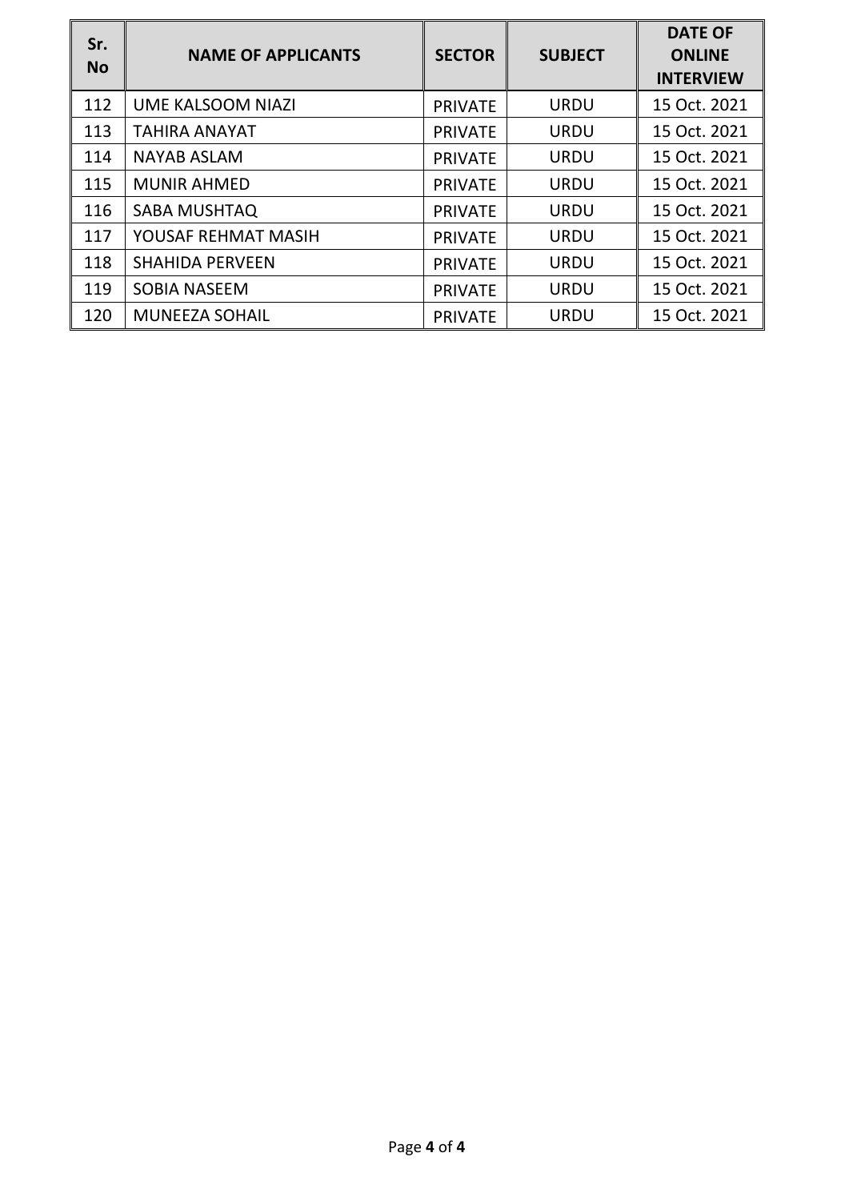| Sr. No | NAME OF APPLICANTS | SECTOR | SUBJECT | DATE OF ONLINE INTERVIEW |
|---|---|---|---|---|
| 112 | UME KALSOOM NIAZI | PRIVATE | URDU | 15 Oct. 2021 |
| 113 | TAHIRA ANAYAT | PRIVATE | URDU | 15 Oct. 2021 |
| 114 | NAYAB ASLAM | PRIVATE | URDU | 15 Oct. 2021 |
| 115 | MUNIR AHMED | PRIVATE | URDU | 15 Oct. 2021 |
| 116 | SABA MUSHTAQ | PRIVATE | URDU | 15 Oct. 2021 |
| 117 | YOUSAF REHMAT MASIH | PRIVATE | URDU | 15 Oct. 2021 |
| 118 | SHAHIDA PERVEEN | PRIVATE | URDU | 15 Oct. 2021 |
| 119 | SOBIA NASEEM | PRIVATE | URDU | 15 Oct. 2021 |
| 120 | MUNEEZA SOHAIL | PRIVATE | URDU | 15 Oct. 2021 |